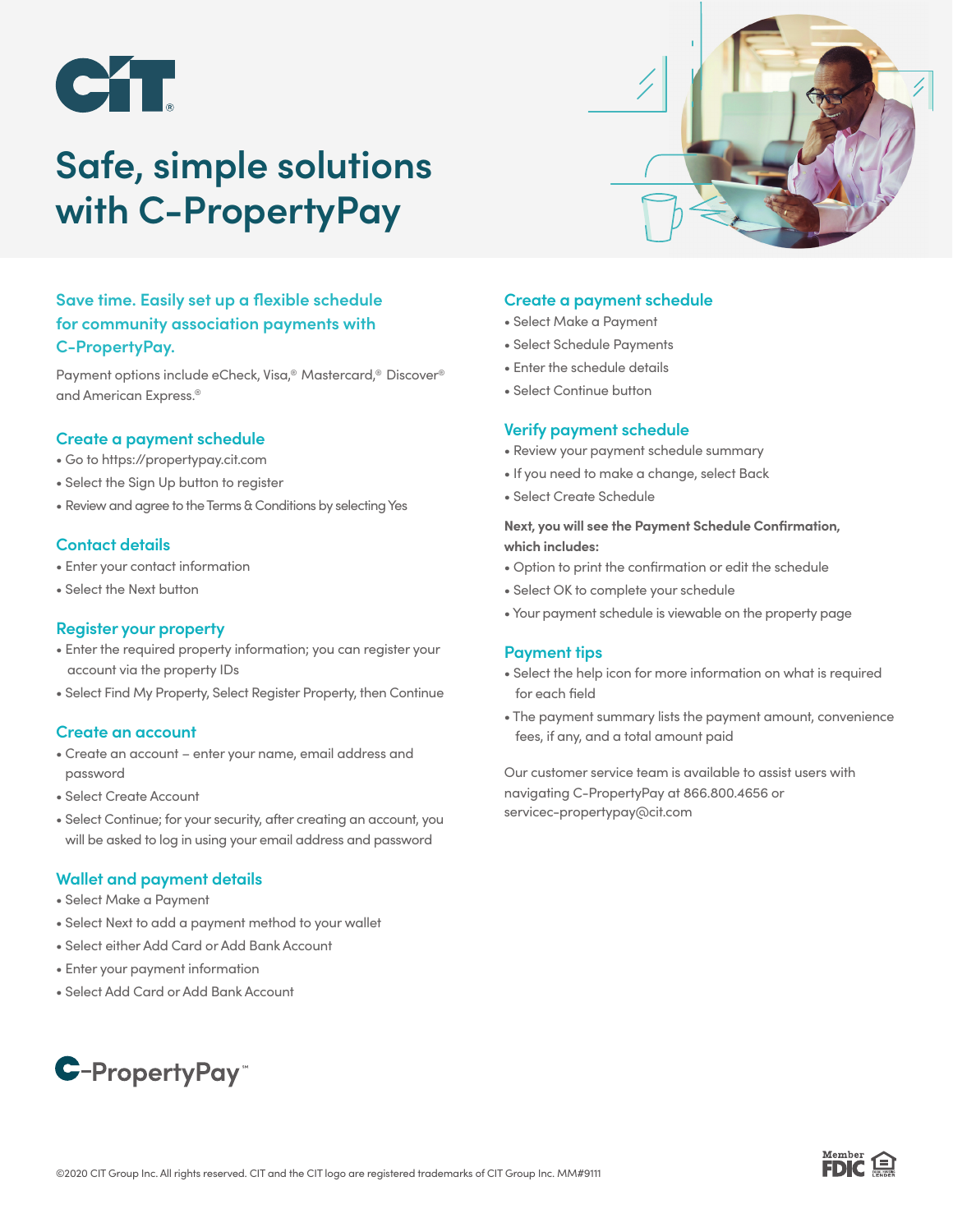# Safe, simple solutions with C-PropertyPay

## Save time. Easily set up a flexible schedule for community association payments with C-PropertyPay.

Payment options include eCheck, Visa,® Mastercard,® Discover® and American Express.®

### Create a payment schedule

- Go to https://propertypay.cit.com
- Select the Sign Up button to register
- Review and agree to the Terms & Conditions by selecting Yes

### Contact details

- Enter your contact information
- Select the Next button

### Register your property

- Enter the required property information; you can register your account via the property IDs
- Select Find My Property, Select Register Property, then Continue

### Create an account

- Create an account – enter your name, email address and password
- Select Create Account
- Select Continue; for your security, after creating an account, you will be asked to log in using your email address and password

### Wallet and payment details

- Select Make a Payment
- Select Next to add a payment method to your wallet
- Select either Add Card or Add Bank Account
- Enter your payment information
- Select Add Card or Add Bank Account

### Create a payment schedule

- Select Make a Payment
- Select Schedule Payments
- Enter the schedule details
- Select Continue button

### Verify payment schedule

- Review your payment schedule summary
- If you need to make a change, select Back
- Select Create Schedule

**Next, you will see the Payment Schedule Confirmation, which includes:**

- Option to print the confirmation or edit the schedule
- Select OK to complete your schedule
- Your payment schedule is viewable on the property page

### Payment tips

- Select the help icon for more information on what is required for each field
- The payment summary lists the payment amount, convenience fees, if any, and a total amount paid

Our customer service team is available to assist users with navigating C-PropertyPay at 866.800.4656 or servicec-propertypay@cit.com

C-PropertyPay™

©2020 CIT Group Inc. All rights reserved. CIT and the CIT logo are registered trademarks of CIT Group Inc. MM#9111

Member FDIC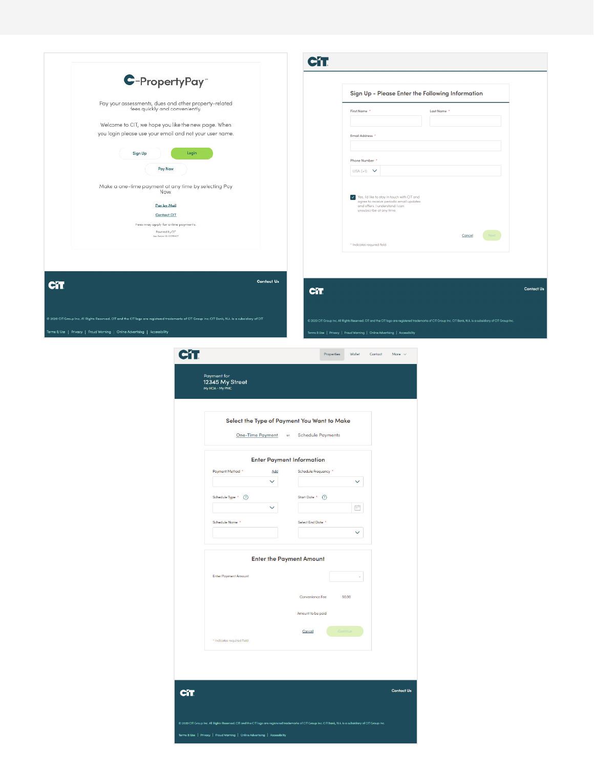C-PropertyPay™

Pay your assessments, dues and other property-related fees quickly and conveniently.

Welcome to CIT, we hope you like the new page. When you login please use your email and not your user name.

Sign Up

Login

Pay Now

Make a one-time payment at any time by selecting Pay Now.

Pay by Mail

Contact CIT

Fees may apply for online payments.

Powered by CIT

CIT

Contact Us

© 2020 CIT Group Inc. All Rights Reserved. CIT and the CIT logo are registered trademarks of CIT Group Inc. CIT Bank, N.A. is a subsidiary of CIT

Terms & Use | Privacy | Fraud Warning | Online Advertising | Accessibility

CIT

Sign Up - Please Enter the Following Information

First Name *

Last Name *

Email Address *

Phone Number *

USA (+1)

Yes, I'd like to stay in touch with CIT and agree to receive periodic email updates and offers. I understand I can unsubscribe at any time.

Cancel

Next

* Indicates required field

CIT

Contact Us

© 2020 CIT Group Inc. All Rights Reserved. CIT and the CIT logo are registered trademarks of CIT Group Inc. CIT Bank, N.A. is a subsidiary of CIT Group Inc.

Terms & Use | Privacy | Fraud Warning | Online Advertising | Accessibility

CIT

Properties | Wallet | Contact | More

Payment for

12345 My Street

My HOA - My PMC

Select the Type of Payment You Want to Make

One-Time Payment or Schedule Payments

Enter Payment Information

Payment Method * Add

Schedule Frequency *

Schedule Type *

Start Date *

Schedule Name *

Select End Date *

Enter the Payment Amount

Enter Payment Amount

Convenience Fee $0.00

Amount to be paid

Cancel

Continue

* Indicates required field

CIT

Contact Us

© 2020 CIT Group Inc. All Rights Reserved. CIT and the CIT logo are registered trademarks of CIT Group Inc. CIT Bank, N.A. is a subsidiary of CIT Group Inc.

Terms & Use | Privacy | Fraud Warning | Online Advertising | Accessibility